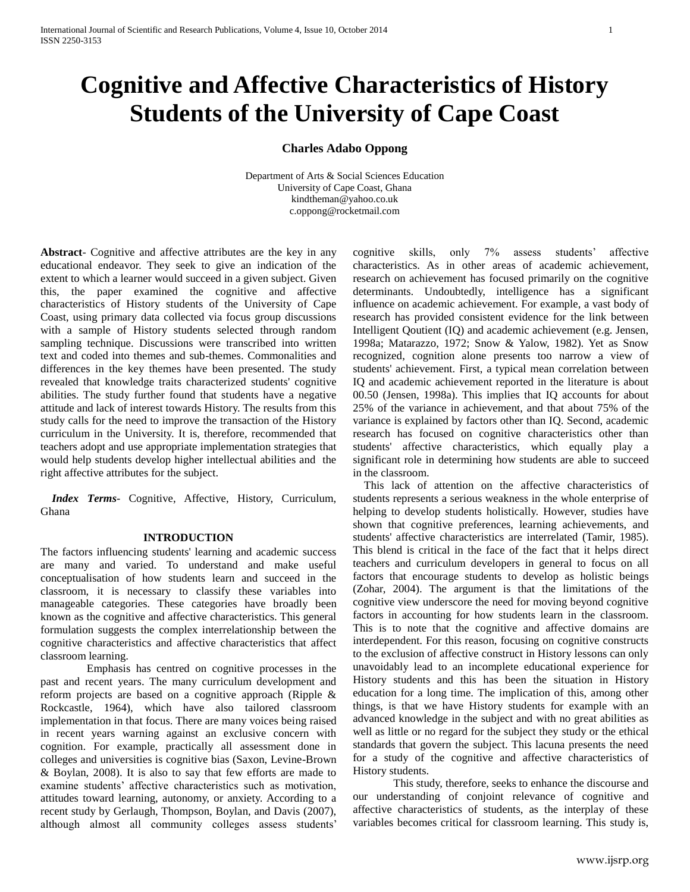# Cognitive and Affective Characteristics of History Students of the University of Cape Coast

**Charles Adabo Oppong**

Department of Arts & Social Sciences Education
University of Cape Coast, Ghana
kindtheman@yahoo.co.uk
c.oppong@rocketmail.com

**Abstract**- Cognitive and affective attributes are the key in any educational endeavor. They seek to give an indication of the extent to which a learner would succeed in a given subject. Given this, the paper examined the cognitive and affective characteristics of History students of the University of Cape Coast, using primary data collected via focus group discussions with a sample of History students selected through random sampling technique. Discussions were transcribed into written text and coded into themes and sub-themes. Commonalities and differences in the key themes have been presented. The study revealed that knowledge traits characterized students' cognitive abilities. The study further found that students have a negative attitude and lack of interest towards History. The results from this study calls for the need to improve the transaction of the History curriculum in the University. It is, therefore, recommended that teachers adopt and use appropriate implementation strategies that would help students develop higher intellectual abilities and the right affective attributes for the subject.

***Index Terms***- Cognitive, Affective, History, Curriculum, Ghana

## INTRODUCTION

The factors influencing students' learning and academic success are many and varied. To understand and make useful conceptualisation of how students learn and succeed in the classroom, it is necessary to classify these variables into manageable categories. These categories have broadly been known as the cognitive and affective characteristics. This general formulation suggests the complex interrelationship between the cognitive characteristics and affective characteristics that affect classroom learning.

Emphasis has centred on cognitive processes in the past and recent years. The many curriculum development and reform projects are based on a cognitive approach (Ripple & Rockcastle, 1964), which have also tailored classroom implementation in that focus. There are many voices being raised in recent years warning against an exclusive concern with cognition. For example, practically all assessment done in colleges and universities is cognitive bias (Saxon, Levine-Brown & Boylan, 2008). It is also to say that few efforts are made to examine students' affective characteristics such as motivation, attitudes toward learning, autonomy, or anxiety. According to a recent study by Gerlaugh, Thompson, Boylan, and Davis (2007), although almost all community colleges assess students' cognitive skills, only 7% assess students' affective characteristics. As in other areas of academic achievement, research on achievement has focused primarily on the cognitive determinants. Undoubtedly, intelligence has a significant influence on academic achievement. For example, a vast body of research has provided consistent evidence for the link between Intelligent Qoutient (IQ) and academic achievement (e.g. Jensen, 1998a; Matarazzo, 1972; Snow & Yalow, 1982). Yet as Snow recognized, cognition alone presents too narrow a view of students' achievement. First, a typical mean correlation between IQ and academic achievement reported in the literature is about 00.50 (Jensen, 1998a). This implies that IQ accounts for about 25% of the variance in achievement, and that about 75% of the variance is explained by factors other than IQ. Second, academic research has focused on cognitive characteristics other than students' affective characteristics, which equally play a significant role in determining how students are able to succeed in the classroom.

This lack of attention on the affective characteristics of students represents a serious weakness in the whole enterprise of helping to develop students holistically. However, studies have shown that cognitive preferences, learning achievements, and students' affective characteristics are interrelated (Tamir, 1985). This blend is critical in the face of the fact that it helps direct teachers and curriculum developers in general to focus on all factors that encourage students to develop as holistic beings (Zohar, 2004). The argument is that the limitations of the cognitive view underscore the need for moving beyond cognitive factors in accounting for how students learn in the classroom. This is to note that the cognitive and affective domains are interdependent. For this reason, focusing on cognitive constructs to the exclusion of affective construct in History lessons can only unavoidably lead to an incomplete educational experience for History students and this has been the situation in History education for a long time. The implication of this, among other things, is that we have History students for example with an advanced knowledge in the subject and with no great abilities as well as little or no regard for the subject they study or the ethical standards that govern the subject. This lacuna presents the need for a study of the cognitive and affective characteristics of History students.

This study, therefore, seeks to enhance the discourse and our understanding of conjoint relevance of cognitive and affective characteristics of students, as the interplay of these variables becomes critical for classroom learning. This study is,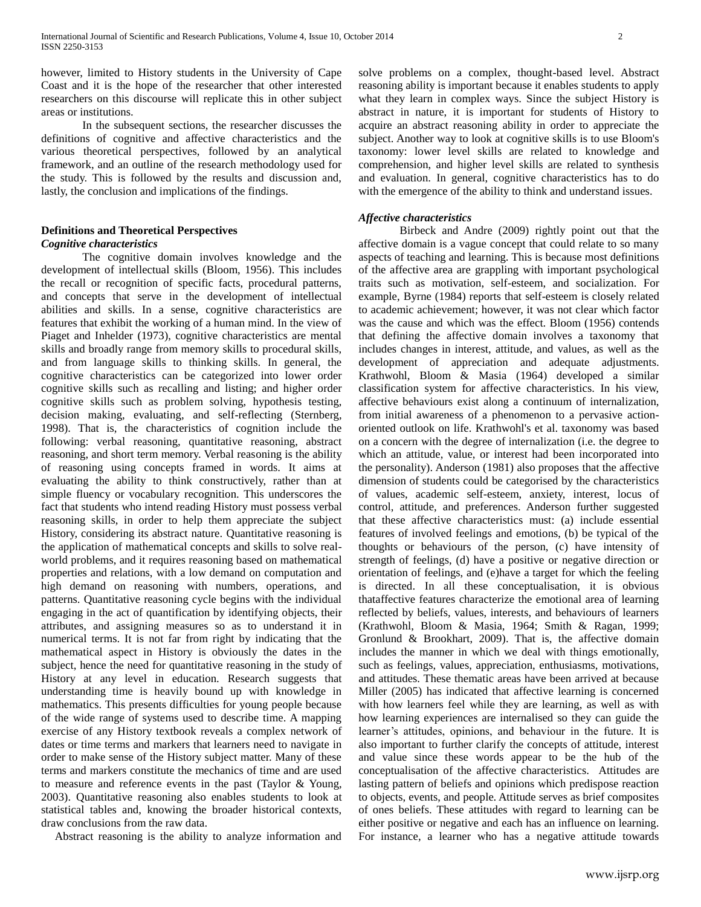however, limited to History students in the University of Cape Coast and it is the hope of the researcher that other interested researchers on this discourse will replicate this in other subject areas or institutions.

In the subsequent sections, the researcher discusses the definitions of cognitive and affective characteristics and the various theoretical perspectives, followed by an analytical framework, and an outline of the research methodology used for the study. This is followed by the results and discussion and, lastly, the conclusion and implications of the findings.

## Definitions and Theoretical Perspectives

### *Cognitive characteristics*

The cognitive domain involves knowledge and the development of intellectual skills (Bloom, 1956). This includes the recall or recognition of specific facts, procedural patterns, and concepts that serve in the development of intellectual abilities and skills. In a sense, cognitive characteristics are features that exhibit the working of a human mind. In the view of Piaget and Inhelder (1973), cognitive characteristics are mental skills and broadly range from memory skills to procedural skills, and from language skills to thinking skills. In general, the cognitive characteristics can be categorized into lower order cognitive skills such as recalling and listing; and higher order cognitive skills such as problem solving, hypothesis testing, decision making, evaluating, and self-reflecting (Sternberg, 1998). That is, the characteristics of cognition include the following: verbal reasoning, quantitative reasoning, abstract reasoning, and short term memory. Verbal reasoning is the ability of reasoning using concepts framed in words. It aims at evaluating the ability to think constructively, rather than at simple fluency or vocabulary recognition. This underscores the fact that students who intend reading History must possess verbal reasoning skills, in order to help them appreciate the subject History, considering its abstract nature. Quantitative reasoning is the application of mathematical concepts and skills to solve real-world problems, and it requires reasoning based on mathematical properties and relations, with a low demand on computation and high demand on reasoning with numbers, operations, and patterns. Quantitative reasoning cycle begins with the individual engaging in the act of quantification by identifying objects, their attributes, and assigning measures so as to understand it in numerical terms. It is not far from right by indicating that the mathematical aspect in History is obviously the dates in the subject, hence the need for quantitative reasoning in the study of History at any level in education. Research suggests that understanding time is heavily bound up with knowledge in mathematics. This presents difficulties for young people because of the wide range of systems used to describe time. A mapping exercise of any History textbook reveals a complex network of dates or time terms and markers that learners need to navigate in order to make sense of the History subject matter. Many of these terms and markers constitute the mechanics of time and are used to measure and reference events in the past (Taylor & Young, 2003). Quantitative reasoning also enables students to look at statistical tables and, knowing the broader historical contexts, draw conclusions from the raw data.

Abstract reasoning is the ability to analyze information and solve problems on a complex, thought-based level. Abstract reasoning ability is important because it enables students to apply what they learn in complex ways. Since the subject History is abstract in nature, it is important for students of History to acquire an abstract reasoning ability in order to appreciate the subject. Another way to look at cognitive skills is to use Bloom's taxonomy: lower level skills are related to knowledge and comprehension, and higher level skills are related to synthesis and evaluation. In general, cognitive characteristics has to do with the emergence of the ability to think and understand issues.

### *Affective characteristics*

Birbeck and Andre (2009) rightly point out that the affective domain is a vague concept that could relate to so many aspects of teaching and learning. This is because most definitions of the affective area are grappling with important psychological traits such as motivation, self-esteem, and socialization. For example, Byrne (1984) reports that self-esteem is closely related to academic achievement; however, it was not clear which factor was the cause and which was the effect. Bloom (1956) contends that defining the affective domain involves a taxonomy that includes changes in interest, attitude, and values, as well as the development of appreciation and adequate adjustments. Krathwohl, Bloom & Masia (1964) developed a similar classification system for affective characteristics. In his view, affective behaviours exist along a continuum of internalization, from initial awareness of a phenomenon to a pervasive action-oriented outlook on life. Krathwohl's et al. taxonomy was based on a concern with the degree of internalization (i.e. the degree to which an attitude, value, or interest had been incorporated into the personality). Anderson (1981) also proposes that the affective dimension of students could be categorised by the characteristics of values, academic self-esteem, anxiety, interest, locus of control, attitude, and preferences. Anderson further suggested that these affective characteristics must: (a) include essential features of involved feelings and emotions, (b) be typical of the thoughts or behaviours of the person, (c) have intensity of strength of feelings, (d) have a positive or negative direction or orientation of feelings, and (e)have a target for which the feeling is directed. In all these conceptualisation, it is obvious thataffective features characterize the emotional area of learning reflected by beliefs, values, interests, and behaviours of learners (Krathwohl, Bloom & Masia, 1964; Smith & Ragan, 1999; Gronlund & Brookhart, 2009). That is, the affective domain includes the manner in which we deal with things emotionally, such as feelings, values, appreciation, enthusiasms, motivations, and attitudes. These thematic areas have been arrived at because Miller (2005) has indicated that affective learning is concerned with how learners feel while they are learning, as well as with how learning experiences are internalised so they can guide the learner's attitudes, opinions, and behaviour in the future. It is also important to further clarify the concepts of attitude, interest and value since these words appear to be the hub of the conceptualisation of the affective characteristics. Attitudes are lasting pattern of beliefs and opinions which predispose reaction to objects, events, and people. Attitude serves as brief composites of ones beliefs. These attitudes with regard to learning can be either positive or negative and each has an influence on learning. For instance, a learner who has a negative attitude towards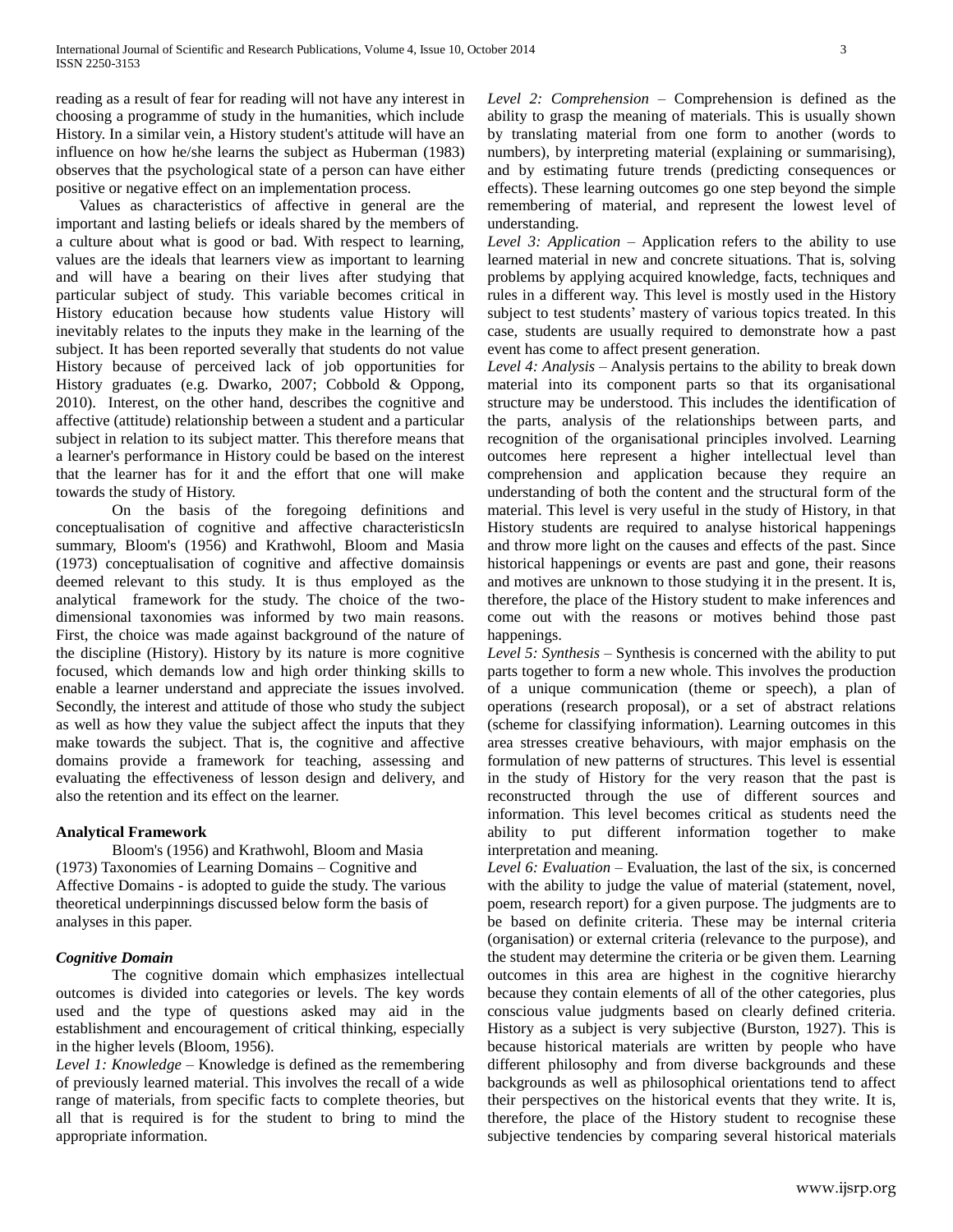reading as a result of fear for reading will not have any interest in choosing a programme of study in the humanities, which include History. In a similar vein, a History student's attitude will have an influence on how he/she learns the subject as Huberman (1983) observes that the psychological state of a person can have either positive or negative effect on an implementation process.

Values as characteristics of affective in general are the important and lasting beliefs or ideals shared by the members of a culture about what is good or bad. With respect to learning, values are the ideals that learners view as important to learning and will have a bearing on their lives after studying that particular subject of study. This variable becomes critical in History education because how students value History will inevitably relates to the inputs they make in the learning of the subject. It has been reported severally that students do not value History because of perceived lack of job opportunities for History graduates (e.g. Dwarko, 2007; Cobbold & Oppong, 2010). Interest, on the other hand, describes the cognitive and affective (attitude) relationship between a student and a particular subject in relation to its subject matter. This therefore means that a learner's performance in History could be based on the interest that the learner has for it and the effort that one will make towards the study of History.

On the basis of the foregoing definitions and conceptualisation of cognitive and affective characteristicsIn summary, Bloom's (1956) and Krathwohl, Bloom and Masia (1973) conceptualisation of cognitive and affective domainsis deemed relevant to this study. It is thus employed as the analytical framework for the study. The choice of the two-dimensional taxonomies was informed by two main reasons. First, the choice was made against background of the nature of the discipline (History). History by its nature is more cognitive focused, which demands low and high order thinking skills to enable a learner understand and appreciate the issues involved. Secondly, the interest and attitude of those who study the subject as well as how they value the subject affect the inputs that they make towards the subject. That is, the cognitive and affective domains provide a framework for teaching, assessing and evaluating the effectiveness of lesson design and delivery, and also the retention and its effect on the learner.

**Analytical Framework**

Bloom's (1956) and Krathwohl, Bloom and Masia (1973) Taxonomies of Learning Domains – Cognitive and Affective Domains - is adopted to guide the study. The various theoretical underpinnings discussed below form the basis of analyses in this paper.

***Cognitive Domain***

The cognitive domain which emphasizes intellectual outcomes is divided into categories or levels. The key words used and the type of questions asked may aid in the establishment and encouragement of critical thinking, especially in the higher levels (Bloom, 1956).

*Level 1: Knowledge* – Knowledge is defined as the remembering of previously learned material. This involves the recall of a wide range of materials, from specific facts to complete theories, but all that is required is for the student to bring to mind the appropriate information.

*Level 2: Comprehension* – Comprehension is defined as the ability to grasp the meaning of materials. This is usually shown by translating material from one form to another (words to numbers), by interpreting material (explaining or summarising), and by estimating future trends (predicting consequences or effects). These learning outcomes go one step beyond the simple remembering of material, and represent the lowest level of understanding.

*Level 3: Application* – Application refers to the ability to use learned material in new and concrete situations. That is, solving problems by applying acquired knowledge, facts, techniques and rules in a different way. This level is mostly used in the History subject to test students' mastery of various topics treated. In this case, students are usually required to demonstrate how a past event has come to affect present generation.

*Level 4: Analysis* – Analysis pertains to the ability to break down material into its component parts so that its organisational structure may be understood. This includes the identification of the parts, analysis of the relationships between parts, and recognition of the organisational principles involved. Learning outcomes here represent a higher intellectual level than comprehension and application because they require an understanding of both the content and the structural form of the material. This level is very useful in the study of History, in that History students are required to analyse historical happenings and throw more light on the causes and effects of the past. Since historical happenings or events are past and gone, their reasons and motives are unknown to those studying it in the present. It is, therefore, the place of the History student to make inferences and come out with the reasons or motives behind those past happenings.

*Level 5: Synthesis* – Synthesis is concerned with the ability to put parts together to form a new whole. This involves the production of a unique communication (theme or speech), a plan of operations (research proposal), or a set of abstract relations (scheme for classifying information). Learning outcomes in this area stresses creative behaviours, with major emphasis on the formulation of new patterns of structures. This level is essential in the study of History for the very reason that the past is reconstructed through the use of different sources and information. This level becomes critical as students need the ability to put different information together to make interpretation and meaning.

*Level 6: Evaluation* – Evaluation, the last of the six, is concerned with the ability to judge the value of material (statement, novel, poem, research report) for a given purpose. The judgments are to be based on definite criteria. These may be internal criteria (organisation) or external criteria (relevance to the purpose), and the student may determine the criteria or be given them. Learning outcomes in this area are highest in the cognitive hierarchy because they contain elements of all of the other categories, plus conscious value judgments based on clearly defined criteria. History as a subject is very subjective (Burston, 1927). This is because historical materials are written by people who have different philosophy and from diverse backgrounds and these backgrounds as well as philosophical orientations tend to affect their perspectives on the historical events that they write. It is, therefore, the place of the History student to recognise these subjective tendencies by comparing several historical materials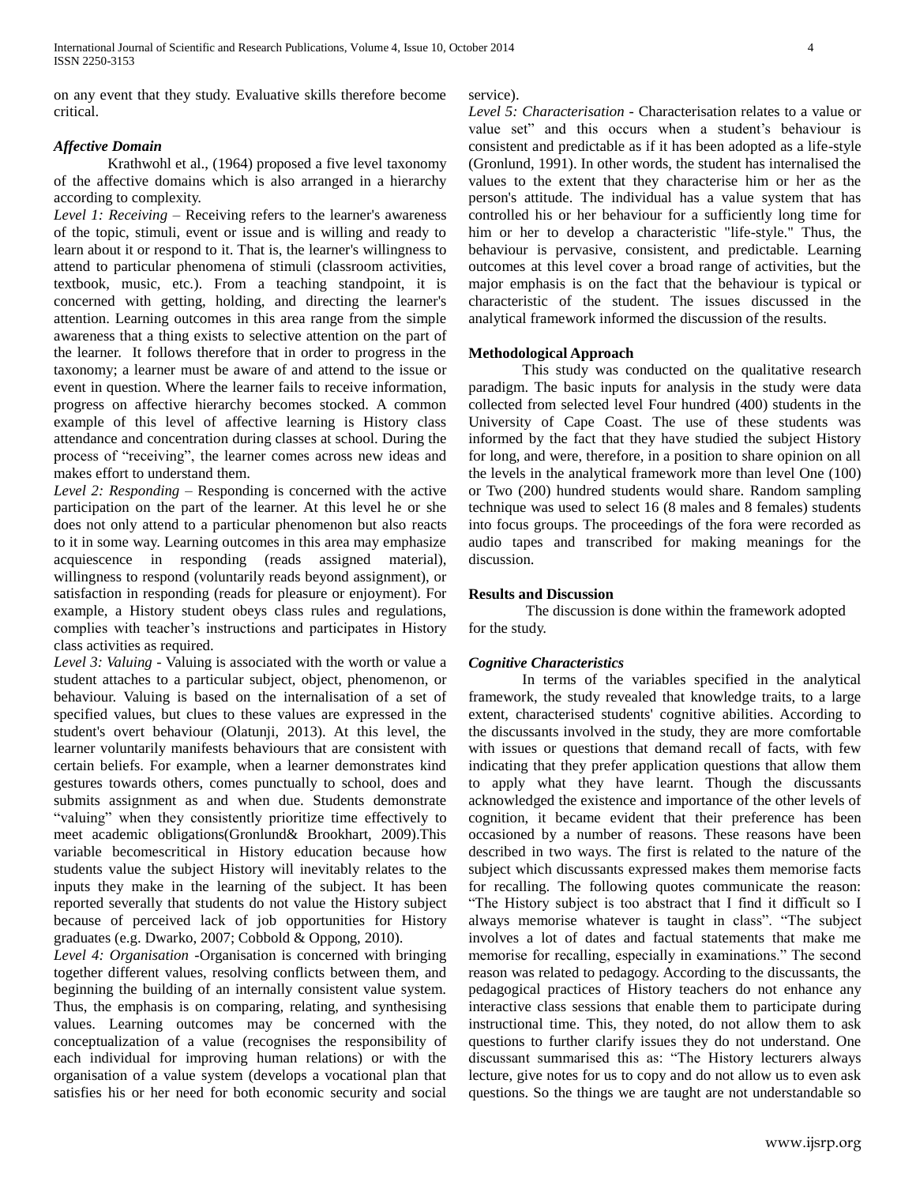on any event that they study. Evaluative skills therefore become critical.

***Affective Domain***

Krathwohl et al., (1964) proposed a five level taxonomy of the affective domains which is also arranged in a hierarchy according to complexity.

*Level 1: Receiving* – Receiving refers to the learner's awareness of the topic, stimuli, event or issue and is willing and ready to learn about it or respond to it. That is, the learner's willingness to attend to particular phenomena of stimuli (classroom activities, textbook, music, etc.). From a teaching standpoint, it is concerned with getting, holding, and directing the learner's attention. Learning outcomes in this area range from the simple awareness that a thing exists to selective attention on the part of the learner. It follows therefore that in order to progress in the taxonomy; a learner must be aware of and attend to the issue or event in question. Where the learner fails to receive information, progress on affective hierarchy becomes stocked. A common example of this level of affective learning is History class attendance and concentration during classes at school. During the process of "receiving", the learner comes across new ideas and makes effort to understand them.

*Level 2: Responding* – Responding is concerned with the active participation on the part of the learner. At this level he or she does not only attend to a particular phenomenon but also reacts to it in some way. Learning outcomes in this area may emphasize acquiescence in responding (reads assigned material), willingness to respond (voluntarily reads beyond assignment), or satisfaction in responding (reads for pleasure or enjoyment). For example, a History student obeys class rules and regulations, complies with teacher's instructions and participates in History class activities as required.

*Level 3: Valuing* - Valuing is associated with the worth or value a student attaches to a particular subject, object, phenomenon, or behaviour. Valuing is based on the internalisation of a set of specified values, but clues to these values are expressed in the student's overt behaviour (Olatunji, 2013). At this level, the learner voluntarily manifests behaviours that are consistent with certain beliefs. For example, when a learner demonstrates kind gestures towards others, comes punctually to school, does and submits assignment as and when due. Students demonstrate "valuing" when they consistently prioritize time effectively to meet academic obligations(Gronlund& Brookhart, 2009).This variable becomescritical in History education because how students value the subject History will inevitably relates to the inputs they make in the learning of the subject. It has been reported severally that students do not value the History subject because of perceived lack of job opportunities for History graduates (e.g. Dwarko, 2007; Cobbold & Oppong, 2010).

*Level 4: Organisation* -Organisation is concerned with bringing together different values, resolving conflicts between them, and beginning the building of an internally consistent value system. Thus, the emphasis is on comparing, relating, and synthesising values. Learning outcomes may be concerned with the conceptualization of a value (recognises the responsibility of each individual for improving human relations) or with the organisation of a value system (develops a vocational plan that satisfies his or her need for both economic security and social service).

*Level 5: Characterisation* - Characterisation relates to a value or value set" and this occurs when a student's behaviour is consistent and predictable as if it has been adopted as a life-style (Gronlund, 1991). In other words, the student has internalised the values to the extent that they characterise him or her as the person's attitude. The individual has a value system that has controlled his or her behaviour for a sufficiently long time for him or her to develop a characteristic "life-style." Thus, the behaviour is pervasive, consistent, and predictable. Learning outcomes at this level cover a broad range of activities, but the major emphasis is on the fact that the behaviour is typical or characteristic of the student. The issues discussed in the analytical framework informed the discussion of the results.

**Methodological Approach**

This study was conducted on the qualitative research paradigm. The basic inputs for analysis in the study were data collected from selected level Four hundred (400) students in the University of Cape Coast. The use of these students was informed by the fact that they have studied the subject History for long, and were, therefore, in a position to share opinion on all the levels in the analytical framework more than level One (100) or Two (200) hundred students would share. Random sampling technique was used to select 16 (8 males and 8 females) students into focus groups. The proceedings of the fora were recorded as audio tapes and transcribed for making meanings for the discussion.

**Results and Discussion**

The discussion is done within the framework adopted for the study.

***Cognitive Characteristics***

In terms of the variables specified in the analytical framework, the study revealed that knowledge traits, to a large extent, characterised students' cognitive abilities. According to the discussants involved in the study, they are more comfortable with issues or questions that demand recall of facts, with few indicating that they prefer application questions that allow them to apply what they have learnt. Though the discussants acknowledged the existence and importance of the other levels of cognition, it became evident that their preference has been occasioned by a number of reasons. These reasons have been described in two ways. The first is related to the nature of the subject which discussants expressed makes them memorise facts for recalling. The following quotes communicate the reason: "The History subject is too abstract that I find it difficult so I always memorise whatever is taught in class". "The subject involves a lot of dates and factual statements that make me memorise for recalling, especially in examinations." The second reason was related to pedagogy. According to the discussants, the pedagogical practices of History teachers do not enhance any interactive class sessions that enable them to participate during instructional time. This, they noted, do not allow them to ask questions to further clarify issues they do not understand. One discussant summarised this as: "The History lecturers always lecture, give notes for us to copy and do not allow us to even ask questions. So the things we are taught are not understandable so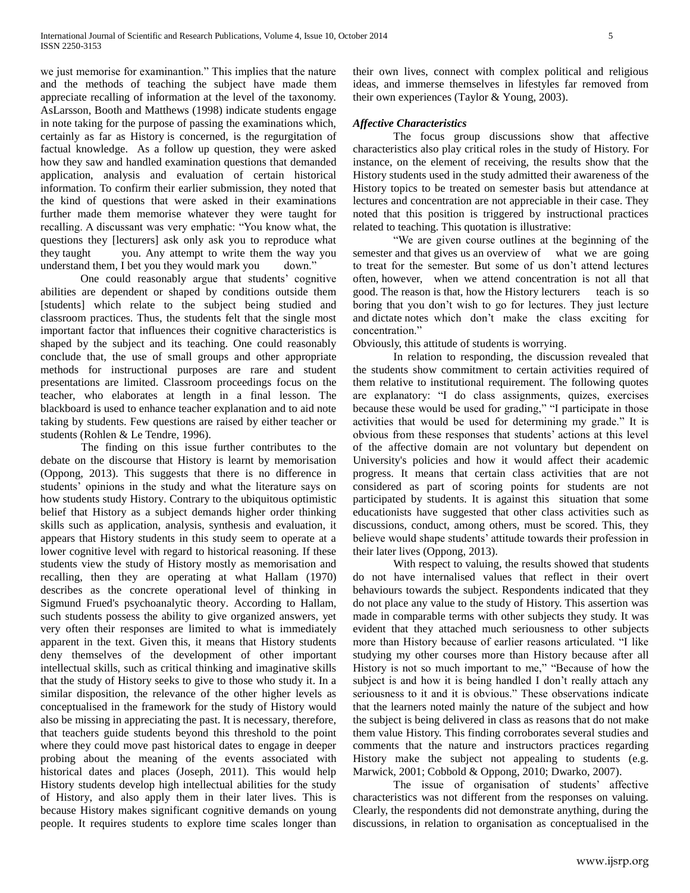we just memorise for examinantion." This implies that the nature and the methods of teaching the subject have made them appreciate recalling of information at the level of the taxonomy. AsLarsson, Booth and Matthews (1998) indicate students engage in note taking for the purpose of passing the examinations which, certainly as far as History is concerned, is the regurgitation of factual knowledge. As a follow up question, they were asked how they saw and handled examination questions that demanded application, analysis and evaluation of certain historical information. To confirm their earlier submission, they noted that the kind of questions that were asked in their examinations further made them memorise whatever they were taught for recalling. A discussant was very emphatic: "You know what, the questions they [lecturers] ask only ask you to reproduce what they taught you. Any attempt to write them the way you understand them, I bet you they would mark you down."

One could reasonably argue that students' cognitive abilities are dependent or shaped by conditions outside them [students] which relate to the subject being studied and classroom practices. Thus, the students felt that the single most important factor that influences their cognitive characteristics is shaped by the subject and its teaching. One could reasonably conclude that, the use of small groups and other appropriate methods for instructional purposes are rare and student presentations are limited. Classroom proceedings focus on the teacher, who elaborates at length in a final lesson. The blackboard is used to enhance teacher explanation and to aid note taking by students. Few questions are raised by either teacher or students (Rohlen & Le Tendre, 1996).

The finding on this issue further contributes to the debate on the discourse that History is learnt by memorisation (Oppong, 2013). This suggests that there is no difference in students' opinions in the study and what the literature says on how students study History. Contrary to the ubiquitous optimistic belief that History as a subject demands higher order thinking skills such as application, analysis, synthesis and evaluation, it appears that History students in this study seem to operate at a lower cognitive level with regard to historical reasoning. If these students view the study of History mostly as memorisation and recalling, then they are operating at what Hallam (1970) describes as the concrete operational level of thinking in Sigmund Frued's psychoanalytic theory. According to Hallam, such students possess the ability to give organized answers, yet very often their responses are limited to what is immediately apparent in the text. Given this, it means that History students deny themselves of the development of other important intellectual skills, such as critical thinking and imaginative skills that the study of History seeks to give to those who study it. In a similar disposition, the relevance of the other higher levels as conceptualised in the framework for the study of History would also be missing in appreciating the past. It is necessary, therefore, that teachers guide students beyond this threshold to the point where they could move past historical dates to engage in deeper probing about the meaning of the events associated with historical dates and places (Joseph, 2011). This would help History students develop high intellectual abilities for the study of History, and also apply them in their later lives. This is because History makes significant cognitive demands on young people. It requires students to explore time scales longer than their own lives, connect with complex political and religious ideas, and immerse themselves in lifestyles far removed from their own experiences (Taylor & Young, 2003).

### *Affective Characteristics*

The focus group discussions show that affective characteristics also play critical roles in the study of History. For instance, on the element of receiving, the results show that the History students used in the study admitted their awareness of the History topics to be treated on semester basis but attendance at lectures and concentration are not appreciable in their case. They noted that this position is triggered by instructional practices related to teaching. This quotation is illustrative:

"We are given course outlines at the beginning of the semester and that gives us an overview of what we are going to treat for the semester. But some of us don't attend lectures often, however, when we attend concentration is not all that good. The reason is that, how the History lecturers teach is so boring that you don't wish to go for lectures. They just lecture and dictate notes which don't make the class exciting for concentration."

Obviously, this attitude of students is worrying.

In relation to responding, the discussion revealed that the students show commitment to certain activities required of them relative to institutional requirement. The following quotes are explanatory: "I do class assignments, quizes, exercises because these would be used for grading," "I participate in those activities that would be used for determining my grade." It is obvious from these responses that students' actions at this level of the affective domain are not voluntary but dependent on University's policies and how it would affect their academic progress. It means that certain class activities that are not considered as part of scoring points for students are not participated by students. It is against this situation that some educationists have suggested that other class activities such as discussions, conduct, among others, must be scored. This, they believe would shape students' attitude towards their profession in their later lives (Oppong, 2013).

With respect to valuing, the results showed that students do not have internalised values that reflect in their overt behaviours towards the subject. Respondents indicated that they do not place any value to the study of History. This assertion was made in comparable terms with other subjects they study. It was evident that they attached much seriousness to other subjects more than History because of earlier reasons articulated. "I like studying my other courses more than History because after all History is not so much important to me," "Because of how the subject is and how it is being handled I don't really attach any seriousness to it and it is obvious." These observations indicate that the learners noted mainly the nature of the subject and how the subject is being delivered in class as reasons that do not make them value History. This finding corroborates several studies and comments that the nature and instructors practices regarding History make the subject not appealing to students (e.g. Marwick, 2001; Cobbold & Oppong, 2010; Dwarko, 2007).

The issue of organisation of students' affective characteristics was not different from the responses on valuing. Clearly, the respondents did not demonstrate anything, during the discussions, in relation to organisation as conceptualised in the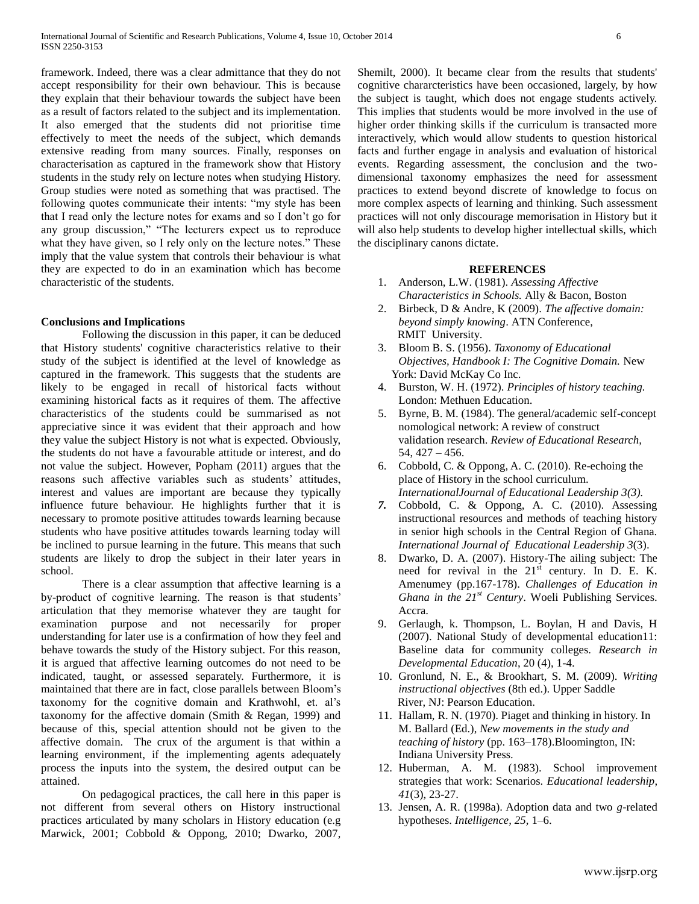framework. Indeed, there was a clear admittance that they do not accept responsibility for their own behaviour. This is because they explain that their behaviour towards the subject have been as a result of factors related to the subject and its implementation. It also emerged that the students did not prioritise time effectively to meet the needs of the subject, which demands extensive reading from many sources. Finally, responses on characterisation as captured in the framework show that History students in the study rely on lecture notes when studying History. Group studies were noted as something that was practised. The following quotes communicate their intents: "my style has been that I read only the lecture notes for exams and so I don't go for any group discussion," "The lecturers expect us to reproduce what they have given, so I rely only on the lecture notes." These imply that the value system that controls their behaviour is what they are expected to do in an examination which has become characteristic of the students.

**Conclusions and Implications**

Following the discussion in this paper, it can be deduced that History students' cognitive characteristics relative to their study of the subject is identified at the level of knowledge as captured in the framework. This suggests that the students are likely to be engaged in recall of historical facts without examining historical facts as it requires of them. The affective characteristics of the students could be summarised as not appreciative since it was evident that their approach and how they value the subject History is not what is expected. Obviously, the students do not have a favourable attitude or interest, and do not value the subject. However, Popham (2011) argues that the reasons such affective variables such as students' attitudes, interest and values are important are because they typically influence future behaviour. He highlights further that it is necessary to promote positive attitudes towards learning because students who have positive attitudes towards learning today will be inclined to pursue learning in the future. This means that such students are likely to drop the subject in their later years in school.

There is a clear assumption that affective learning is a by-product of cognitive learning. The reason is that students' articulation that they memorise whatever they are taught for examination purpose and not necessarily for proper understanding for later use is a confirmation of how they feel and behave towards the study of the History subject. For this reason, it is argued that affective learning outcomes do not need to be indicated, taught, or assessed separately. Furthermore, it is maintained that there are in fact, close parallels between Bloom's taxonomy for the cognitive domain and Krathwohl, et. al's taxonomy for the affective domain (Smith & Regan, 1999) and because of this, special attention should not be given to the affective domain. The crux of the argument is that within a learning environment, if the implementing agents adequately process the inputs into the system, the desired output can be attained.

On pedagogical practices, the call here in this paper is not different from several others on History instructional practices articulated by many scholars in History education (e.g Marwick, 2001; Cobbold & Oppong, 2010; Dwarko, 2007, Shemilt, 2000). It became clear from the results that students' cognitive chararcteristics have been occasioned, largely, by how the subject is taught, which does not engage students actively. This implies that students would be more involved in the use of higher order thinking skills if the curriculum is transacted more interactively, which would allow students to question historical facts and further engage in analysis and evaluation of historical events. Regarding assessment, the conclusion and the two-dimensional taxonomy emphasizes the need for assessment practices to extend beyond discrete of knowledge to focus on more complex aspects of learning and thinking. Such assessment practices will not only discourage memorisation in History but it will also help students to develop higher intellectual skills, which the disciplinary canons dictate.

**REFERENCES**

1. Anderson, L.W. (1981). *Assessing Affective Characteristics in Schools.* Ally & Bacon, Boston
2. Birbeck, D & Andre, K (2009). *The affective domain: beyond simply knowing*. ATN Conference, RMIT University.
3. Bloom B. S. (1956). *Taxonomy of Educational Objectives, Handbook I: The Cognitive Domain.* New York: David McKay Co Inc.
4. Burston, W. H. (1972). *Principles of history teaching.* London: Methuen Education.
5. Byrne, B. M. (1984). The general/academic self-concept nomological network: A review of construct validation research. *Review of Educational Research,* 54, 427 – 456.
6. Cobbold, C. & Oppong, A. C. (2010). Re-echoing the place of History in the school curriculum. *InternationalJournal of Educational Leadership 3(3).*
7. Cobbold, C. & Oppong, A. C. (2010). Assessing instructional resources and methods of teaching history in senior high schools in the Central Region of Ghana. *International Journal of Educational Leadership 3*(3).
8. Dwarko, D. A. (2007). History-The ailing subject: The need for revival in the 21st century. In D. E. K. Amenumey (pp.167-178). *Challenges of Education in Ghana in the 21st Century*. Woeli Publishing Services. Accra.
9. Gerlaugh, k. Thompson, L. Boylan, H and Davis, H (2007). National Study of developmental education11: Baseline data for community colleges. *Research in Developmental Education*, 20 (4), 1-4.
10. Gronlund, N. E., & Brookhart, S. M. (2009). *Writing instructional objectives* (8th ed.). Upper Saddle River, NJ: Pearson Education.
11. Hallam, R. N. (1970). Piaget and thinking in history. In M. Ballard (Ed.), *New movements in the study and teaching of history* (pp. 163–178).Bloomington, IN: Indiana University Press.
12. Huberman, A. M. (1983). School improvement strategies that work: Scenarios. *Educational leadership*, *41*(3), 23-27.
13. Jensen, A. R. (1998a). Adoption data and two *g*-related hypotheses. *Intelligence, 25,* 1–6.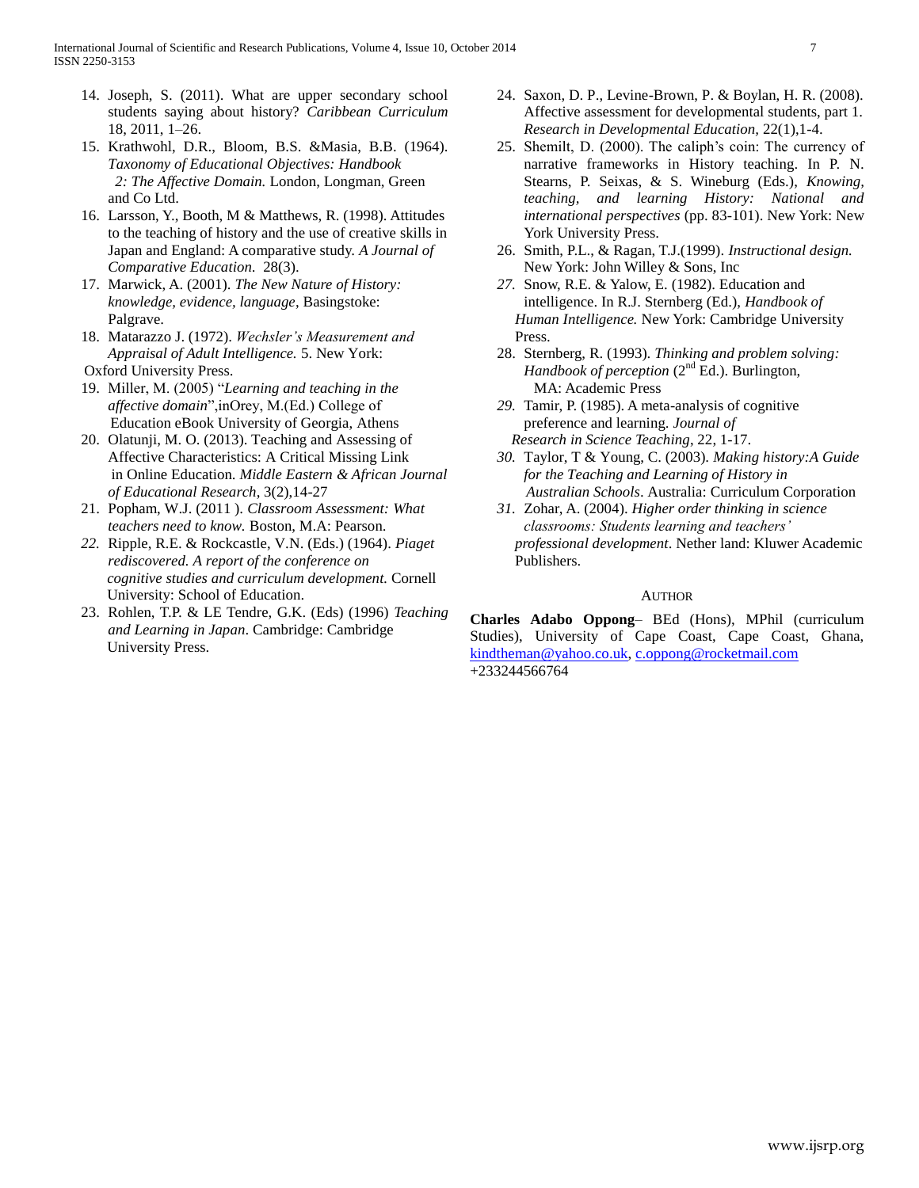14. Joseph, S. (2011). What are upper secondary school students saying about history? *Caribbean Curriculum* 18, 2011, 1–26.
15. Krathwohl, D.R., Bloom, B.S. &Masia, B.B. (1964). *Taxonomy of Educational Objectives: Handbook 2: The Affective Domain.* London, Longman, Green and Co Ltd.
16. Larsson, Y., Booth, M & Matthews, R. (1998). Attitudes to the teaching of history and the use of creative skills in Japan and England: A comparative study. *A Journal of Comparative Education.* 28(3).
17. Marwick, A. (2001). *The New Nature of History: knowledge, evidence, language*, Basingstoke: Palgrave.
18. Matarazzo J. (1972). *Wechsler's Measurement and Appraisal of Adult Intelligence.* 5. New York: Oxford University Press.
19. Miller, M. (2005) "*Learning and teaching in the affective domain*",inOrey, M.(Ed.) College of Education eBook University of Georgia, Athens
20. Olatunji, M. O. (2013). Teaching and Assessing of Affective Characteristics: A Critical Missing Link in Online Education. *Middle Eastern & African Journal of Educational Research*, 3(2),14-27
21. Popham, W.J. (2011 ). *Classroom Assessment: What teachers need to know.* Boston, M.A: Pearson.
22. Ripple, R.E. & Rockcastle, V.N. (Eds.) (1964). *Piaget rediscovered. A report of the conference on cognitive studies and curriculum development.* Cornell University: School of Education.
23. Rohlen, T.P. & LE Tendre, G.K. (Eds) (1996) *Teaching and Learning in Japan*. Cambridge: Cambridge University Press.
24. Saxon, D. P., Levine-Brown, P. & Boylan, H. R. (2008). Affective assessment for developmental students, part 1. *Research in Developmental Education,* 22(1),1-4.
25. Shemilt, D. (2000). The caliph's coin: The currency of narrative frameworks in History teaching. In P. N. Stearns, P. Seixas, & S. Wineburg (Eds.), *Knowing, teaching, and learning History: National and international perspectives* (pp. 83-101). New York: New York University Press.
26. Smith, P.L., & Ragan, T.J.(1999). *Instructional design.* New York: John Willey & Sons, Inc
27. Snow, R.E. & Yalow, E. (1982). Education and intelligence. In R.J. Sternberg (Ed.), *Handbook of Human Intelligence.* New York: Cambridge University Press.
28. Sternberg, R. (1993). *Thinking and problem solving: Handbook of perception* (2nd Ed.). Burlington, MA: Academic Press
29. Tamir, P. (1985). A meta-analysis of cognitive preference and learning. *Journal of Research in Science Teaching*, 22, 1-17.
30. Taylor, T & Young, C. (2003). *Making history:A Guide for the Teaching and Learning of History in Australian Schools*. Australia: Curriculum Corporation
31. Zohar, A. (2004). *Higher order thinking in science classrooms: Students learning and teachers' professional development*. Nether land: Kluwer Academic Publishers.

## AUTHOR

**Charles Adabo Oppong**– BEd (Hons), MPhil (curriculum Studies), University of Cape Coast, Cape Coast, Ghana, kindtheman@yahoo.co.uk, c.oppong@rocketmail.com +233244566764